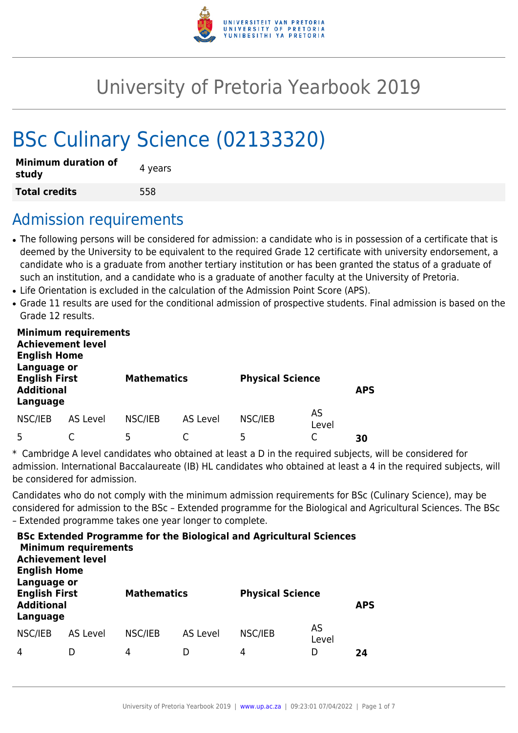# University of Pretoria Yearbook 2019

# BSc Culinary Science (02133320)

| Minimum duration of study | 4 years |
|---|---|
| Total credits | 558 |

## Admission requirements

- The following persons will be considered for admission: a candidate who is in possession of a certificate that is deemed by the University to be equivalent to the required Grade 12 certificate with university endorsement, a candidate who is a graduate from another tertiary institution or has been granted the status of a graduate of such an institution, and a candidate who is a graduate of another faculty at the University of Pretoria.
- Life Orientation is excluded in the calculation of the Admission Point Score (APS).
- Grade 11 results are used for the conditional admission of prospective students. Final admission is based on the Grade 12 results.

| Minimum requirements Achievement level English Home Language or English First Additional Language | | Mathematics | | Physical Science | | APS |
|---|---|---|---|---|---|---|
| NSC/IEB | AS Level | NSC/IEB | AS Level | NSC/IEB | AS Level | |
| 5 | C | 5 | C | 5 | C | **30** |

* Cambridge A level candidates who obtained at least a D in the required subjects, will be considered for admission. International Baccalaureate (IB) HL candidates who obtained at least a 4 in the required subjects, will be considered for admission.

Candidates who do not comply with the minimum admission requirements for BSc (Culinary Science), may be considered for admission to the BSc – Extended programme for the Biological and Agricultural Sciences. The BSc – Extended programme takes one year longer to complete.

| BSc Extended Programme for the Biological and Agricultural Sciences Minimum requirements Achievement level English Home Language or English First Additional Language | | Mathematics | | Physical Science | | APS |
|---|---|---|---|---|---|---|
| NSC/IEB | AS Level | NSC/IEB | AS Level | NSC/IEB | AS Level | |
| 4 | D | 4 | D | 4 | D | **24** |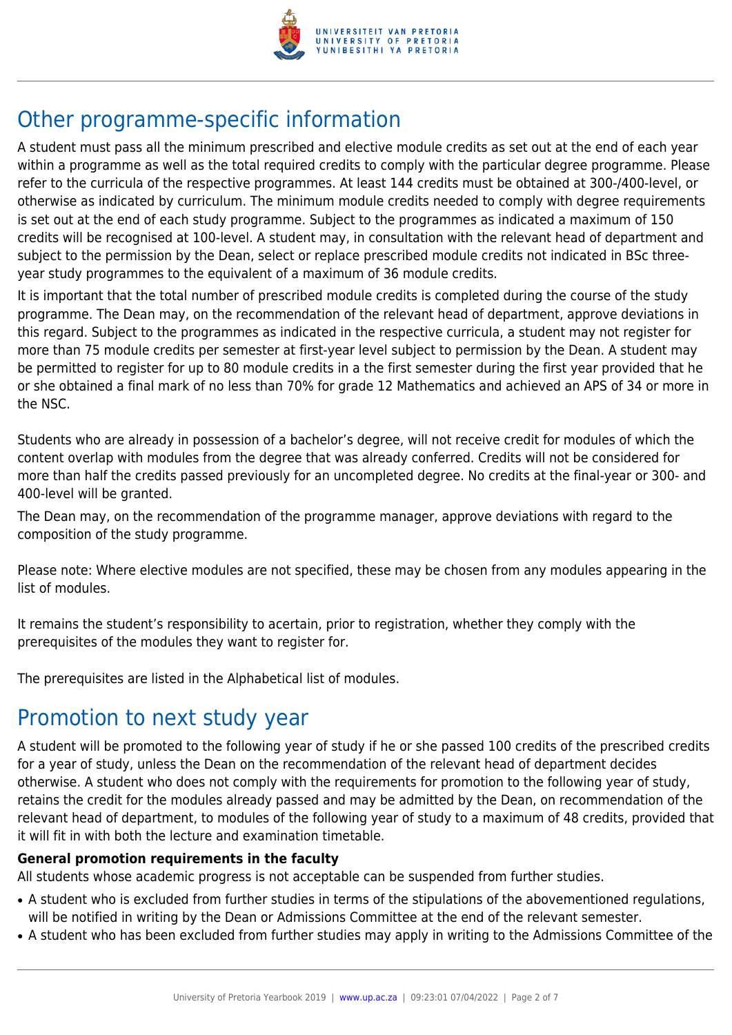## Other programme-specific information

A student must pass all the minimum prescribed and elective module credits as set out at the end of each year within a programme as well as the total required credits to comply with the particular degree programme. Please refer to the curricula of the respective programmes. At least 144 credits must be obtained at 300-/400-level, or otherwise as indicated by curriculum. The minimum module credits needed to comply with degree requirements is set out at the end of each study programme. Subject to the programmes as indicated a maximum of 150 credits will be recognised at 100-level. A student may, in consultation with the relevant head of department and subject to the permission by the Dean, select or replace prescribed module credits not indicated in BSc three-year study programmes to the equivalent of a maximum of 36 module credits.

It is important that the total number of prescribed module credits is completed during the course of the study programme. The Dean may, on the recommendation of the relevant head of department, approve deviations in this regard. Subject to the programmes as indicated in the respective curricula, a student may not register for more than 75 module credits per semester at first-year level subject to permission by the Dean. A student may be permitted to register for up to 80 module credits in a the first semester during the first year provided that he or she obtained a final mark of no less than 70% for grade 12 Mathematics and achieved an APS of 34 or more in the NSC.

Students who are already in possession of a bachelor's degree, will not receive credit for modules of which the content overlap with modules from the degree that was already conferred. Credits will not be considered for more than half the credits passed previously for an uncompleted degree. No credits at the final-year or 300- and 400-level will be granted.

The Dean may, on the recommendation of the programme manager, approve deviations with regard to the composition of the study programme.

Please note: Where elective modules are not specified, these may be chosen from any modules appearing in the list of modules.

It remains the student's responsibility to acertain, prior to registration, whether they comply with the prerequisites of the modules they want to register for.

The prerequisites are listed in the Alphabetical list of modules.

## Promotion to next study year

A student will be promoted to the following year of study if he or she passed 100 credits of the prescribed credits for a year of study, unless the Dean on the recommendation of the relevant head of department decides otherwise. A student who does not comply with the requirements for promotion to the following year of study, retains the credit for the modules already passed and may be admitted by the Dean, on recommendation of the relevant head of department, to modules of the following year of study to a maximum of 48 credits, provided that it will fit in with both the lecture and examination timetable.

**General promotion requirements in the faculty**

All students whose academic progress is not acceptable can be suspended from further studies.

- A student who is excluded from further studies in terms of the stipulations of the abovementioned regulations, will be notified in writing by the Dean or Admissions Committee at the end of the relevant semester.
- A student who has been excluded from further studies may apply in writing to the Admissions Committee of the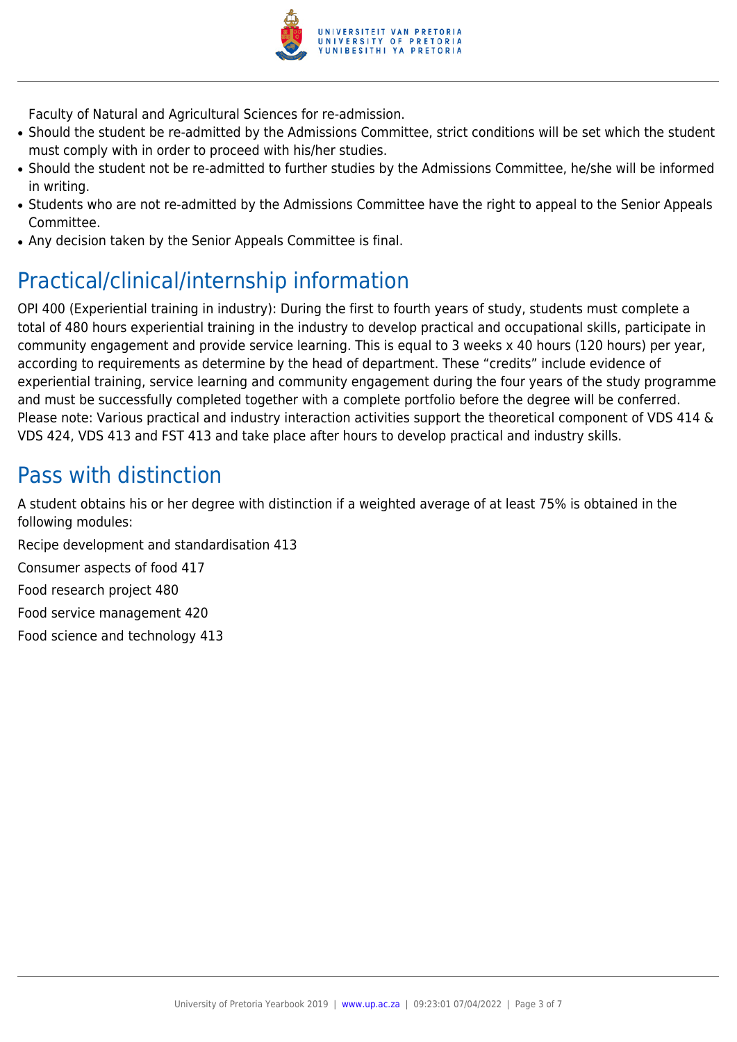Faculty of Natural and Agricultural Sciences for re-admission.

- Should the student be re-admitted by the Admissions Committee, strict conditions will be set which the student must comply with in order to proceed with his/her studies.
- Should the student not be re-admitted to further studies by the Admissions Committee, he/she will be informed in writing.
- Students who are not re-admitted by the Admissions Committee have the right to appeal to the Senior Appeals Committee.
- Any decision taken by the Senior Appeals Committee is final.

## Practical/clinical/internship information

OPI 400 (Experiential training in industry): During the first to fourth years of study, students must complete a total of 480 hours experiential training in the industry to develop practical and occupational skills, participate in community engagement and provide service learning. This is equal to 3 weeks x 40 hours (120 hours) per year, according to requirements as determine by the head of department. These "credits" include evidence of experiential training, service learning and community engagement during the four years of the study programme and must be successfully completed together with a complete portfolio before the degree will be conferred. Please note: Various practical and industry interaction activities support the theoretical component of VDS 414 & VDS 424, VDS 413 and FST 413 and take place after hours to develop practical and industry skills.

## Pass with distinction

A student obtains his or her degree with distinction if a weighted average of at least 75% is obtained in the following modules:

Recipe development and standardisation 413

Consumer aspects of food 417

Food research project 480

Food service management 420

Food science and technology 413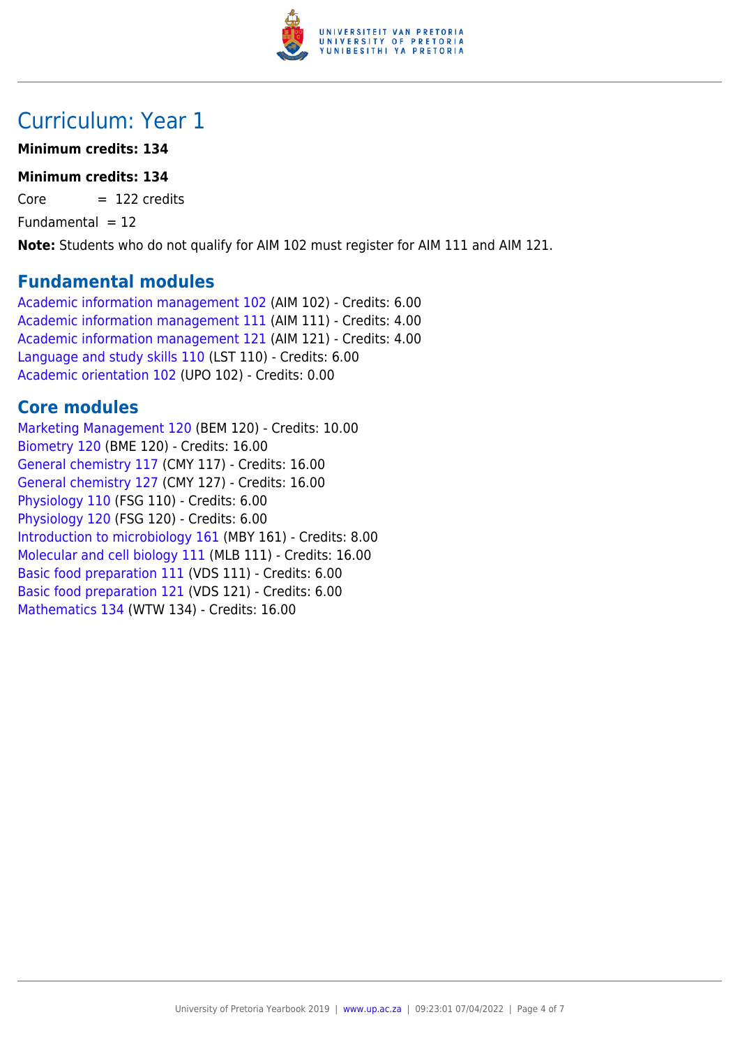# Curriculum: Year 1

**Minimum credits: 134**

**Minimum credits: 134**

Core = 122 credits

Fundamental = 12

**Note:** Students who do not qualify for AIM 102 must register for AIM 111 and AIM 121.

## Fundamental modules

Academic information management 102 (AIM 102) - Credits: 6.00
Academic information management 111 (AIM 111) - Credits: 4.00
Academic information management 121 (AIM 121) - Credits: 4.00
Language and study skills 110 (LST 110) - Credits: 6.00
Academic orientation 102 (UPO 102) - Credits: 0.00

## Core modules

Marketing Management 120 (BEM 120) - Credits: 10.00
Biometry 120 (BME 120) - Credits: 16.00
General chemistry 117 (CMY 117) - Credits: 16.00
General chemistry 127 (CMY 127) - Credits: 16.00
Physiology 110 (FSG 110) - Credits: 6.00
Physiology 120 (FSG 120) - Credits: 6.00
Introduction to microbiology 161 (MBY 161) - Credits: 8.00
Molecular and cell biology 111 (MLB 111) - Credits: 16.00
Basic food preparation 111 (VDS 111) - Credits: 6.00
Basic food preparation 121 (VDS 121) - Credits: 6.00
Mathematics 134 (WTW 134) - Credits: 16.00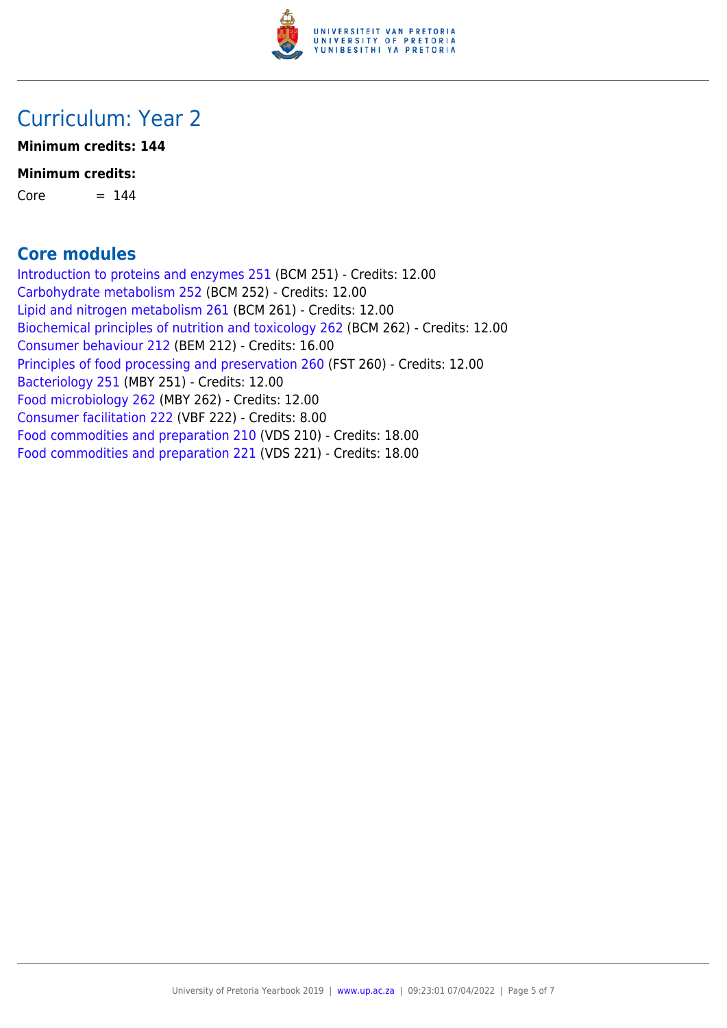# Curriculum: Year 2

**Minimum credits: 144**

**Minimum credits:**

Core = 144

## Core modules

Introduction to proteins and enzymes 251 (BCM 251) - Credits: 12.00
Carbohydrate metabolism 252 (BCM 252) - Credits: 12.00
Lipid and nitrogen metabolism 261 (BCM 261) - Credits: 12.00
Biochemical principles of nutrition and toxicology 262 (BCM 262) - Credits: 12.00
Consumer behaviour 212 (BEM 212) - Credits: 16.00
Principles of food processing and preservation 260 (FST 260) - Credits: 12.00
Bacteriology 251 (MBY 251) - Credits: 12.00
Food microbiology 262 (MBY 262) - Credits: 12.00
Consumer facilitation 222 (VBF 222) - Credits: 8.00
Food commodities and preparation 210 (VDS 210) - Credits: 18.00
Food commodities and preparation 221 (VDS 221) - Credits: 18.00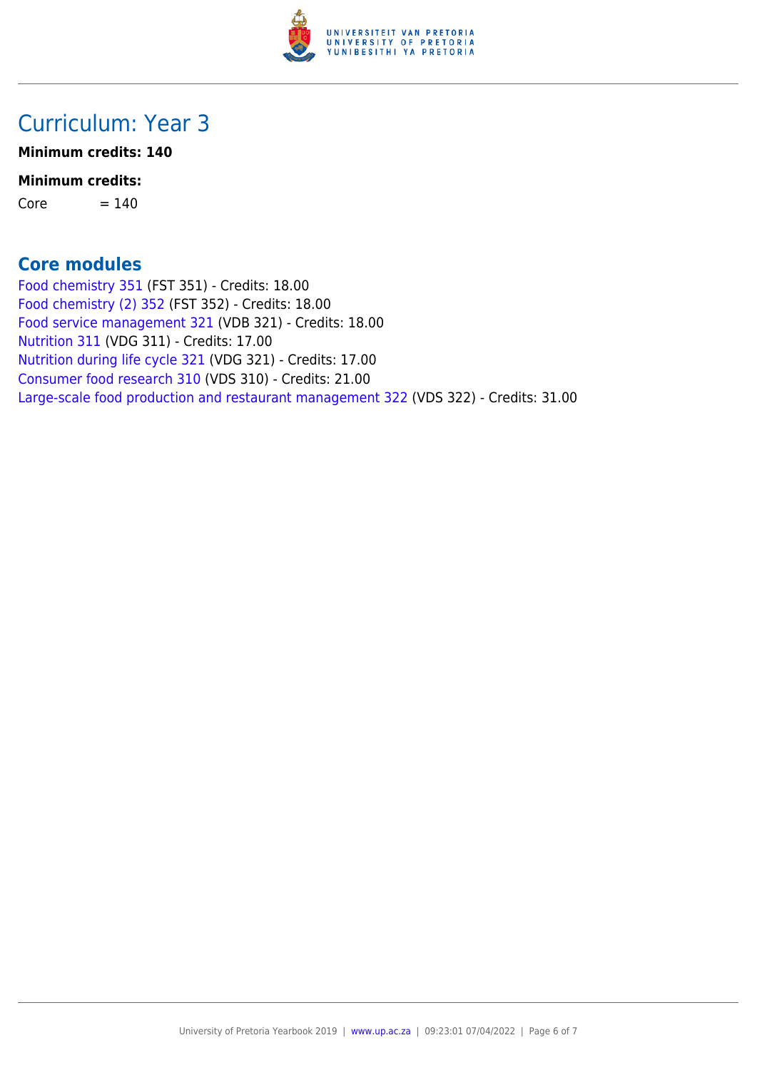## Curriculum: Year 3

**Minimum credits: 140**

**Minimum credits:**

Core = 140

### Core modules

Food chemistry 351 (FST 351) - Credits: 18.00
Food chemistry (2) 352 (FST 352) - Credits: 18.00
Food service management 321 (VDB 321) - Credits: 18.00
Nutrition 311 (VDG 311) - Credits: 17.00
Nutrition during life cycle 321 (VDG 321) - Credits: 17.00
Consumer food research 310 (VDS 310) - Credits: 21.00
Large-scale food production and restaurant management 322 (VDS 322) - Credits: 31.00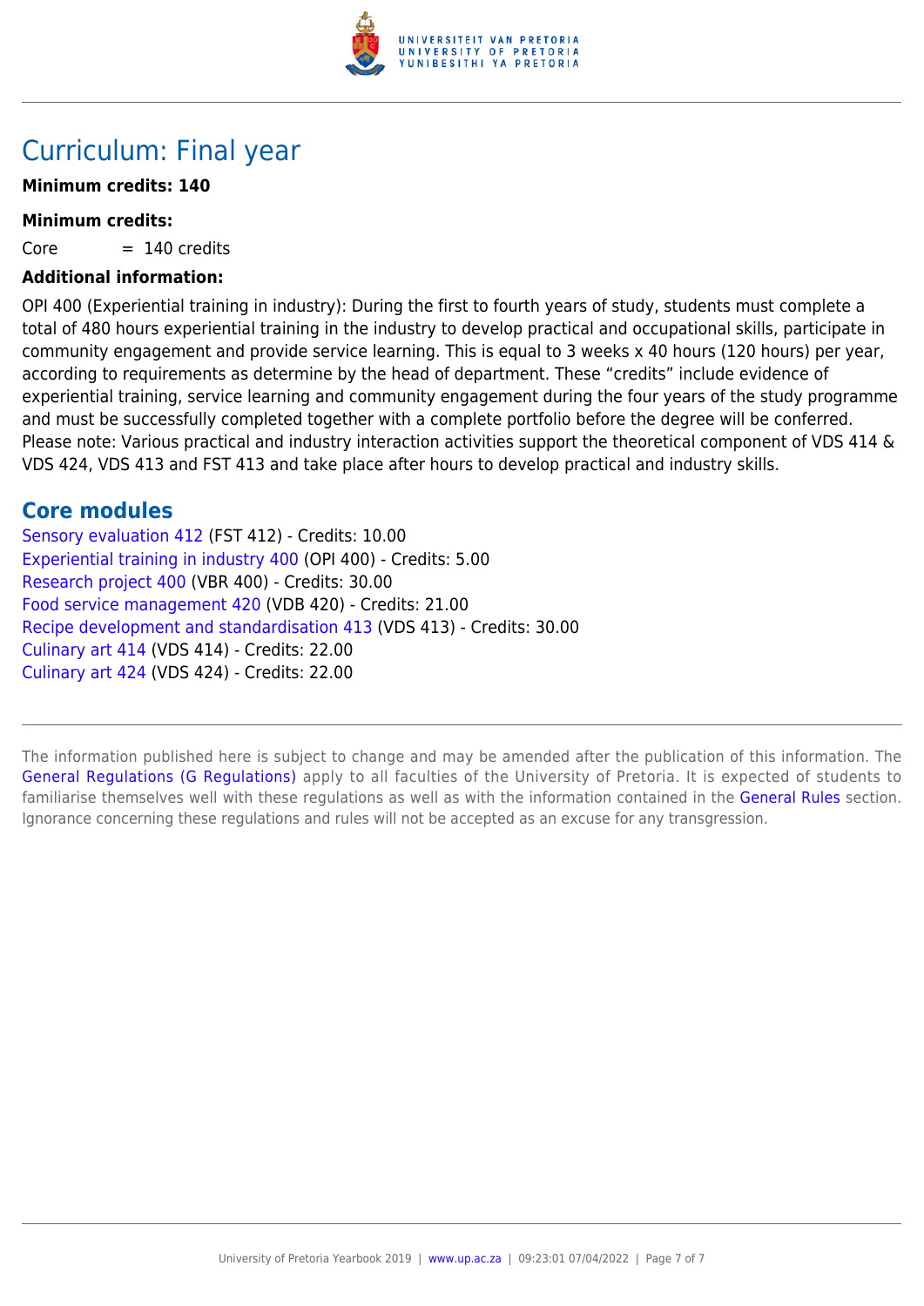# Curriculum: Final year

**Minimum credits: 140**

**Minimum credits:**

Core = 140 credits

**Additional information:**

OPI 400 (Experiential training in industry): During the first to fourth years of study, students must complete a total of 480 hours experiential training in the industry to develop practical and occupational skills, participate in community engagement and provide service learning. This is equal to 3 weeks x 40 hours (120 hours) per year, according to requirements as determine by the head of department. These "credits" include evidence of experiential training, service learning and community engagement during the four years of the study programme and must be successfully completed together with a complete portfolio before the degree will be conferred.
Please note: Various practical and industry interaction activities support the theoretical component of VDS 414 & VDS 424, VDS 413 and FST 413 and take place after hours to develop practical and industry skills.

## Core modules

Sensory evaluation 412 (FST 412) - Credits: 10.00
Experiential training in industry 400 (OPI 400) - Credits: 5.00
Research project 400 (VBR 400) - Credits: 30.00
Food service management 420 (VDB 420) - Credits: 21.00
Recipe development and standardisation 413 (VDS 413) - Credits: 30.00
Culinary art 414 (VDS 414) - Credits: 22.00
Culinary art 424 (VDS 424) - Credits: 22.00

The information published here is subject to change and may be amended after the publication of this information. The General Regulations (G Regulations) apply to all faculties of the University of Pretoria. It is expected of students to familiarise themselves well with these regulations as well as with the information contained in the General Rules section. Ignorance concerning these regulations and rules will not be accepted as an excuse for any transgression.